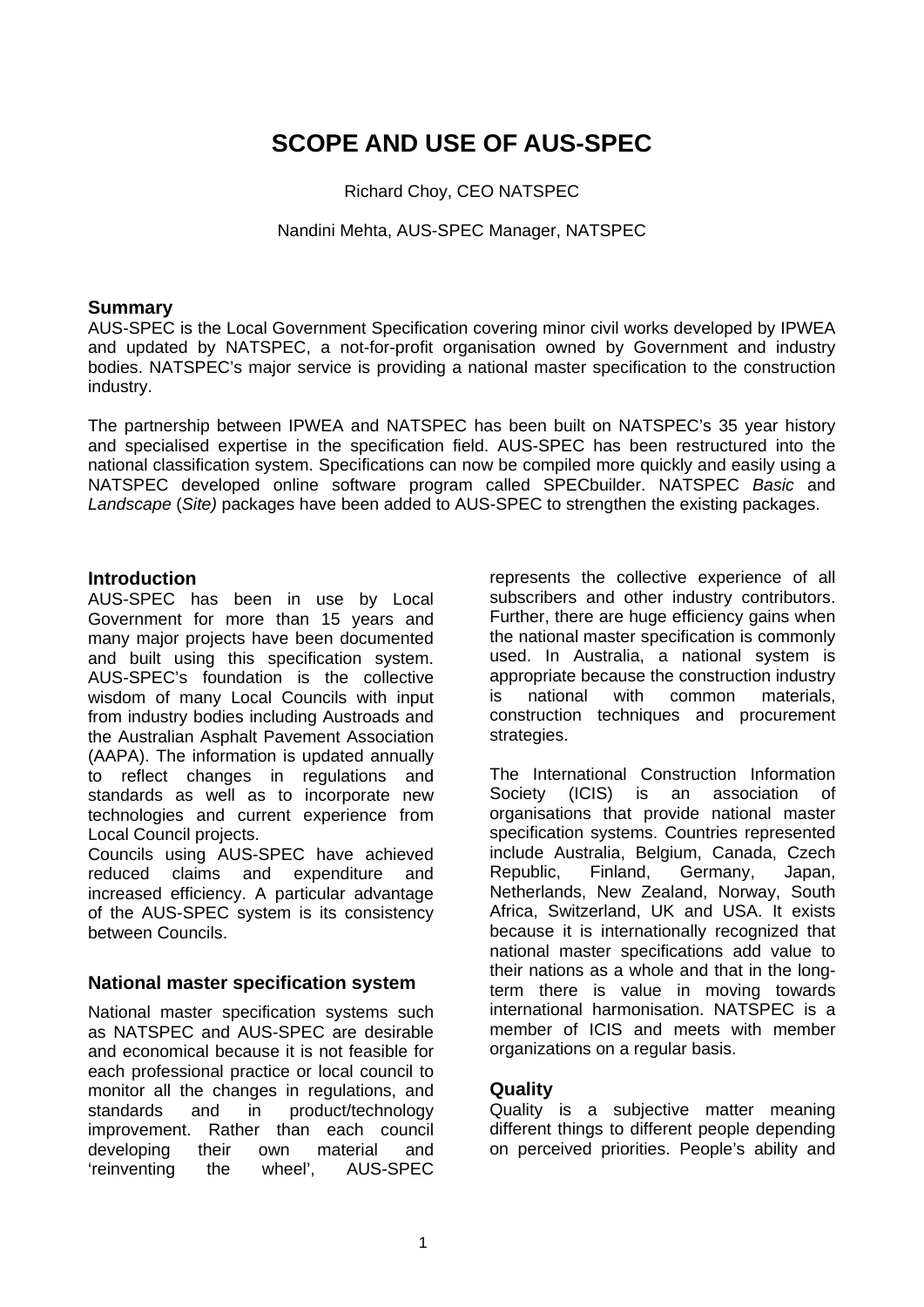# SCOPE AND USE OF AUS-SPEC

Richard Choy, CEO NATSPEC

Nandini Mehta, AUS-SPEC Manager, NATSPEC

## Summary

AUS-SPEC is the Local Government Specification covering minor civil works developed by IPWEA and updated by NATSPEC, a not-for-profit organisation owned by Government and industry bodies. NATSPEC's major service is providing a national master specification to the construction industry.

The partnership between IPWEA and NATSPEC has been built on NATSPEC's 35 year history and specialised expertise in the specification field. AUS-SPEC has been restructured into the national classification system. Specifications can now be compiled more quickly and easily using a NATSPEC developed online software program called SPECbuilder. NATSPEC *Basic* and *Landscape* (*Site)* packages have been added to AUS-SPEC to strengthen the existing packages.

## Introduction

AUS-SPEC has been in use by Local Government for more than 15 years and many major projects have been documented and built using this specification system. AUS-SPEC's foundation is the collective wisdom of many Local Councils with input from industry bodies including Austroads and the Australian Asphalt Pavement Association (AAPA). The information is updated annually to reflect changes in regulations and standards as well as to incorporate new technologies and current experience from Local Council projects.

Councils using AUS-SPEC have achieved reduced claims and expenditure and increased efficiency. A particular advantage of the AUS-SPEC system is its consistency between Councils.

## National master specification system

National master specification systems such as NATSPEC and AUS-SPEC are desirable and economical because it is not feasible for each professional practice or local council to monitor all the changes in regulations, and standards and in product/technology improvement. Rather than each council developing their own material and 'reinventing the wheel', AUS-SPEC represents the collective experience of all subscribers and other industry contributors. Further, there are huge efficiency gains when the national master specification is commonly used. In Australia, a national system is appropriate because the construction industry is national with common materials, construction techniques and procurement strategies.

The International Construction Information Society (ICIS) is an association of organisations that provide national master specification systems. Countries represented include Australia, Belgium, Canada, Czech Republic, Finland, Germany, Japan, Netherlands, New Zealand, Norway, South Africa, Switzerland, UK and USA. It exists because it is internationally recognized that national master specifications add value to their nations as a whole and that in the long-term there is value in moving towards international harmonisation. NATSPEC is a member of ICIS and meets with member organizations on a regular basis.

## Quality

Quality is a subjective matter meaning different things to different people depending on perceived priorities. People's ability and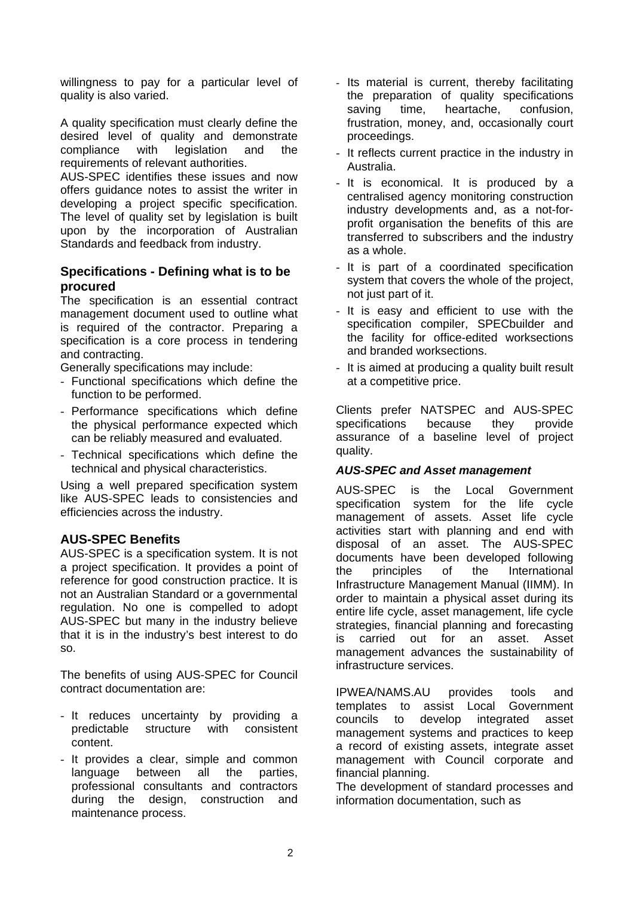willingness to pay for a particular level of quality is also varied.

A quality specification must clearly define the desired level of quality and demonstrate compliance with legislation and the requirements of relevant authorities.

AUS-SPEC identifies these issues and now offers guidance notes to assist the writer in developing a project specific specification. The level of quality set by legislation is built upon by the incorporation of Australian Standards and feedback from industry.

## Specifications - Defining what is to be procured

The specification is an essential contract management document used to outline what is required of the contractor. Preparing a specification is a core process in tendering and contracting.

Generally specifications may include:

- Functional specifications which define the function to be performed.
- Performance specifications which define the physical performance expected which can be reliably measured and evaluated.
- Technical specifications which define the technical and physical characteristics.

Using a well prepared specification system like AUS-SPEC leads to consistencies and efficiencies across the industry.

## AUS-SPEC Benefits

AUS-SPEC is a specification system. It is not a project specification. It provides a point of reference for good construction practice. It is not an Australian Standard or a governmental regulation. No one is compelled to adopt AUS-SPEC but many in the industry believe that it is in the industry's best interest to do so.

The benefits of using AUS-SPEC for Council contract documentation are:

- It reduces uncertainty by providing a predictable structure with consistent content.
- It provides a clear, simple and common language between all the parties, professional consultants and contractors during the design, construction and maintenance process.
- Its material is current, thereby facilitating the preparation of quality specifications saving time, heartache, confusion, frustration, money, and, occasionally court proceedings.
- It reflects current practice in the industry in Australia.
- It is economical. It is produced by a centralised agency monitoring construction industry developments and, as a not-for-profit organisation the benefits of this are transferred to subscribers and the industry as a whole.
- It is part of a coordinated specification system that covers the whole of the project, not just part of it.
- It is easy and efficient to use with the specification compiler, SPECbuilder and the facility for office-edited worksections and branded worksections.
- It is aimed at producing a quality built result at a competitive price.

Clients prefer NATSPEC and AUS-SPEC specifications because they provide assurance of a baseline level of project quality.

### *AUS-SPEC and Asset management*

AUS-SPEC is the Local Government specification system for the life cycle management of assets. Asset life cycle activities start with planning and end with disposal of an asset. The AUS-SPEC documents have been developed following the principles of the International Infrastructure Management Manual (IIMM). In order to maintain a physical asset during its entire life cycle, asset management, life cycle strategies, financial planning and forecasting is carried out for an asset. Asset management advances the sustainability of infrastructure services.

IPWEA/NAMS.AU provides tools and templates to assist Local Government councils to develop integrated asset management systems and practices to keep a record of existing assets, integrate asset management with Council corporate and financial planning.

The development of standard processes and information documentation, such as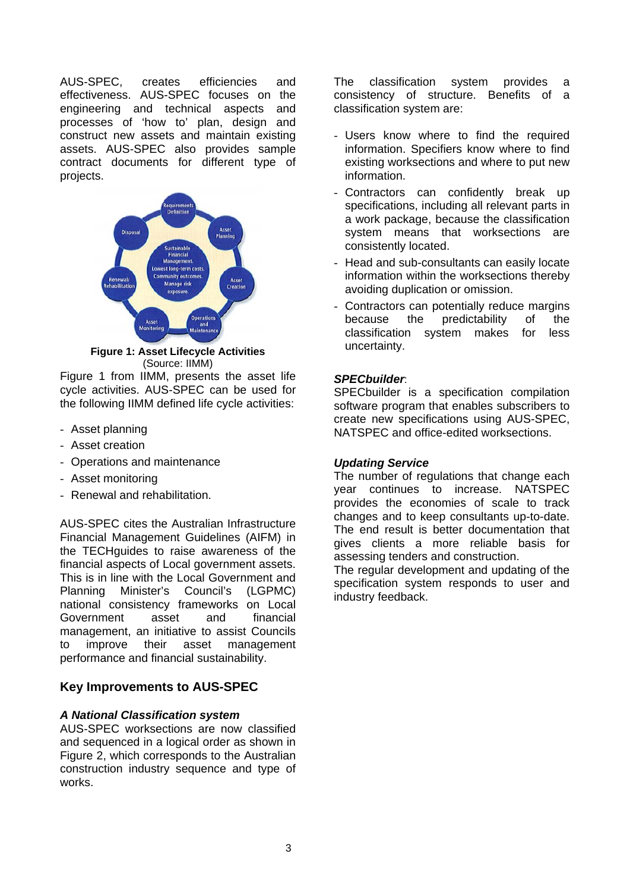AUS-SPEC, creates efficiencies and effectiveness. AUS-SPEC focuses on the engineering and technical aspects and processes of 'how to' plan, design and construct new assets and maintain existing assets. AUS-SPEC also provides sample contract documents for different type of projects.

**Figure 1: Asset Lifecycle Activities**
(Source: IIMM)

Figure 1 from IIMM, presents the asset life cycle activities. AUS-SPEC can be used for the following IIMM defined life cycle activities:

- Asset planning
- Asset creation
- Operations and maintenance
- Asset monitoring
- Renewal and rehabilitation.

AUS-SPEC cites the Australian Infrastructure Financial Management Guidelines (AIFM) in the TECHguides to raise awareness of the financial aspects of Local government assets. This is in line with the Local Government and Planning Minister's Council's (LGPMC) national consistency frameworks on Local Government asset and financial management, an initiative to assist Councils to improve their asset management performance and financial sustainability.

## Key Improvements to AUS-SPEC

### *A National Classification system*

AUS-SPEC worksections are now classified and sequenced in a logical order as shown in Figure 2, which corresponds to the Australian construction industry sequence and type of works.

The classification system provides a consistency of structure. Benefits of a classification system are:

- Users know where to find the required information. Specifiers know where to find existing worksections and where to put new information.
- Contractors can confidently break up specifications, including all relevant parts in a work package, because the classification system means that worksections are consistently located.
- Head and sub-consultants can easily locate information within the worksections thereby avoiding duplication or omission.
- Contractors can potentially reduce margins because the predictability of the classification system makes for less uncertainty.

### *SPECbuilder*:

SPECbuilder is a specification compilation software program that enables subscribers to create new specifications using AUS-SPEC, NATSPEC and office-edited worksections.

### *Updating Service*

The number of regulations that change each year continues to increase. NATSPEC provides the economies of scale to track changes and to keep consultants up-to-date. The end result is better documentation that gives clients a more reliable basis for assessing tenders and construction.

The regular development and updating of the specification system responds to user and industry feedback.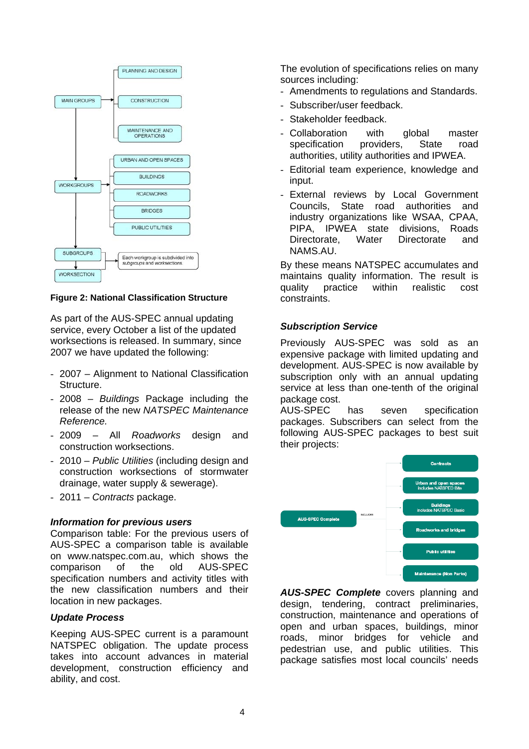**Figure 2: National Classification Structure**

As part of the AUS-SPEC annual updating service, every October a list of the updated worksections is released. In summary, since 2007 we have updated the following:

- 2007 – Alignment to National Classification Structure.
- 2008 – *Buildings* Package including the release of the new *NATSPEC Maintenance Reference.*
- 2009 – All *Roadworks* design and construction worksections.
- 2010 – *Public Utilities* (including design and construction worksections of stormwater drainage, water supply & sewerage).
- 2011 – *Contracts* package.

### *Information for previous users*

Comparison table: For the previous users of AUS-SPEC a comparison table is available on www.natspec.com.au, which shows the comparison of the old AUS-SPEC specification numbers and activity titles with the new classification numbers and their location in new packages.

### *Update Process*

Keeping AUS-SPEC current is a paramount NATSPEC obligation. The update process takes into account advances in material development, construction efficiency and ability, and cost.

The evolution of specifications relies on many sources including:

- Amendments to regulations and Standards.
- Subscriber/user feedback.
- Stakeholder feedback.
- Collaboration with global master specification providers, State road authorities, utility authorities and IPWEA.
- Editorial team experience, knowledge and input.
- External reviews by Local Government Councils, State road authorities and industry organizations like WSAA, CPAA, PIPA, IPWEA state divisions, Roads Directorate, Water Directorate and NAMS.AU.

By these means NATSPEC accumulates and maintains quality information. The result is quality practice within realistic cost constraints.

### *Subscription Service*

Previously AUS-SPEC was sold as an expensive package with limited updating and development. AUS-SPEC is now available by subscription only with an annual updating service at less than one-tenth of the original package cost.

AUS-SPEC has seven specification packages. Subscribers can select from the following AUS-SPEC packages to best suit their projects:

***AUS-SPEC Complete*** covers planning and design, tendering, contract preliminaries, construction, maintenance and operations of open and urban spaces, buildings, minor roads, minor bridges for vehicle and pedestrian use, and public utilities. This package satisfies most local councils' needs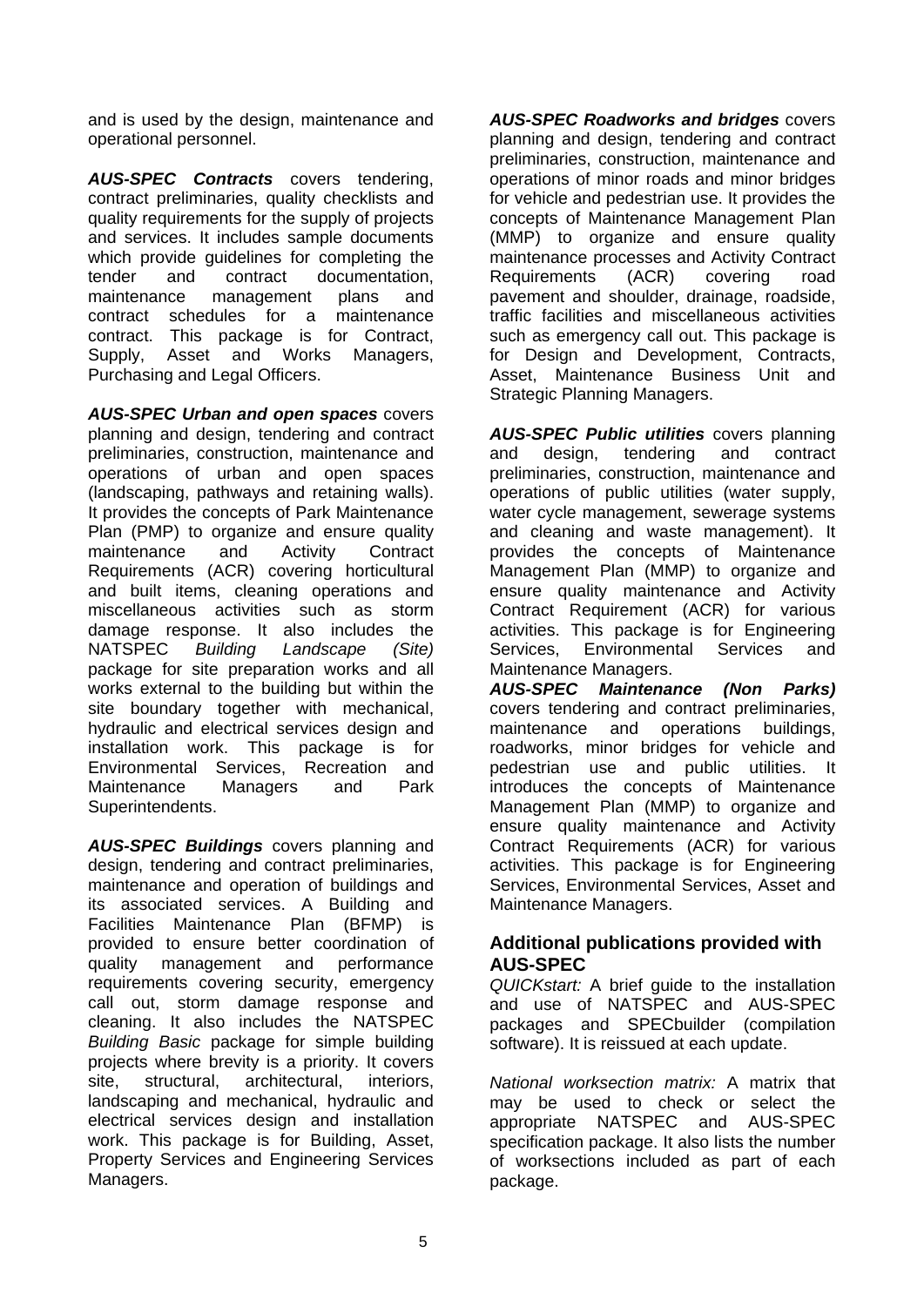and is used by the design, maintenance and operational personnel.

***AUS-SPEC Contracts*** covers tendering, contract preliminaries, quality checklists and quality requirements for the supply of projects and services. It includes sample documents which provide guidelines for completing the tender and contract documentation, maintenance management plans and contract schedules for a maintenance contract. This package is for Contract, Supply, Asset and Works Managers, Purchasing and Legal Officers.

***AUS-SPEC Urban and open spaces*** covers planning and design, tendering and contract preliminaries, construction, maintenance and operations of urban and open spaces (landscaping, pathways and retaining walls). It provides the concepts of Park Maintenance Plan (PMP) to organize and ensure quality maintenance and Activity Contract Requirements (ACR) covering horticultural and built items, cleaning operations and miscellaneous activities such as storm damage response. It also includes the NATSPEC *Building Landscape (Site)* package for site preparation works and all works external to the building but within the site boundary together with mechanical, hydraulic and electrical services design and installation work. This package is for Environmental Services, Recreation and Maintenance Managers and Park Superintendents.

***AUS-SPEC Buildings*** covers planning and design, tendering and contract preliminaries, maintenance and operation of buildings and its associated services. A Building and Facilities Maintenance Plan (BFMP) is provided to ensure better coordination of quality management and performance requirements covering security, emergency call out, storm damage response and cleaning. It also includes the NATSPEC *Building Basic* package for simple building projects where brevity is a priority. It covers site, structural, architectural, interiors, landscaping and mechanical, hydraulic and electrical services design and installation work. This package is for Building, Asset, Property Services and Engineering Services Managers.

***AUS-SPEC Roadworks and bridges*** covers planning and design, tendering and contract preliminaries, construction, maintenance and operations of minor roads and minor bridges for vehicle and pedestrian use. It provides the concepts of Maintenance Management Plan (MMP) to organize and ensure quality maintenance processes and Activity Contract Requirements (ACR) covering road pavement and shoulder, drainage, roadside, traffic facilities and miscellaneous activities such as emergency call out. This package is for Design and Development, Contracts, Asset, Maintenance Business Unit and Strategic Planning Managers.

***AUS-SPEC Public utilities*** covers planning and design, tendering and contract preliminaries, construction, maintenance and operations of public utilities (water supply, water cycle management, sewerage systems and cleaning and waste management). It provides the concepts of Maintenance Management Plan (MMP) to organize and ensure quality maintenance and Activity Contract Requirement (ACR) for various activities. This package is for Engineering Services, Environmental Services and Maintenance Managers.

***AUS-SPEC Maintenance (Non Parks)*** covers tendering and contract preliminaries, maintenance and operations buildings, roadworks, minor bridges for vehicle and pedestrian use and public utilities. It introduces the concepts of Maintenance Management Plan (MMP) to organize and ensure quality maintenance and Activity Contract Requirements (ACR) for various activities. This package is for Engineering Services, Environmental Services, Asset and Maintenance Managers.

## Additional publications provided with AUS-SPEC

*QUICKstart:* A brief guide to the installation and use of NATSPEC and AUS-SPEC packages and SPECbuilder (compilation software). It is reissued at each update.

*National worksection matrix:* A matrix that may be used to check or select the appropriate NATSPEC and AUS-SPEC specification package. It also lists the number of worksections included as part of each package.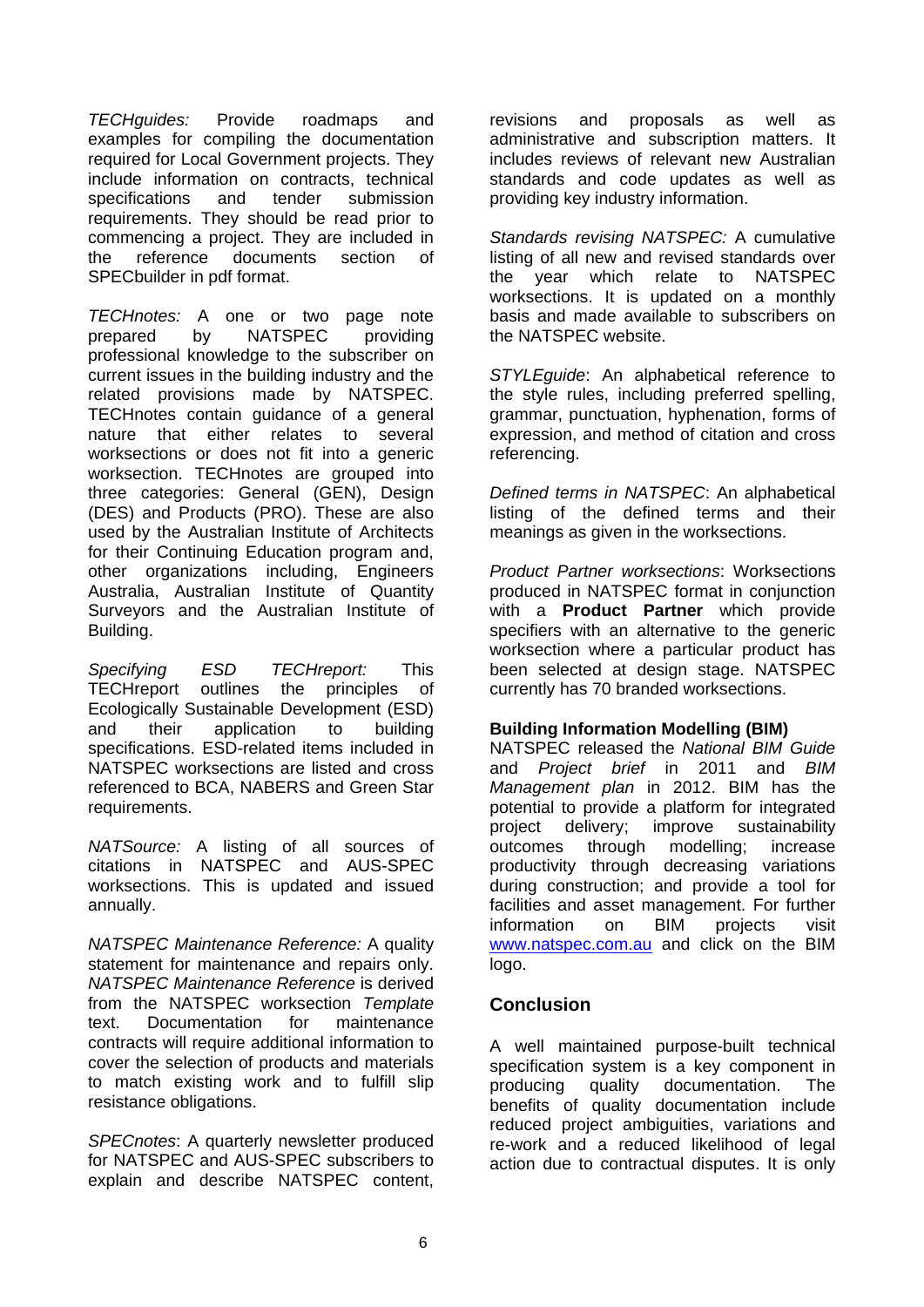*TECHguides:* Provide roadmaps and examples for compiling the documentation required for Local Government projects. They include information on contracts, technical specifications and tender submission requirements. They should be read prior to commencing a project. They are included in the reference documents section of SPECbuilder in pdf format.

*TECHnotes:* A one or two page note prepared by NATSPEC providing professional knowledge to the subscriber on current issues in the building industry and the related provisions made by NATSPEC. TECHnotes contain guidance of a general nature that either relates to several worksections or does not fit into a generic worksection. TECHnotes are grouped into three categories: General (GEN), Design (DES) and Products (PRO). These are also used by the Australian Institute of Architects for their Continuing Education program and, other organizations including, Engineers Australia, Australian Institute of Quantity Surveyors and the Australian Institute of Building.

*Specifying ESD TECHreport:* This TECHreport outlines the principles of Ecologically Sustainable Development (ESD) and their application to building specifications. ESD-related items included in NATSPEC worksections are listed and cross referenced to BCA, NABERS and Green Star requirements.

*NATSource:* A listing of all sources of citations in NATSPEC and AUS-SPEC worksections. This is updated and issued annually.

*NATSPEC Maintenance Reference:* A quality statement for maintenance and repairs only. *NATSPEC Maintenance Reference* is derived from the NATSPEC worksection *Template* text. Documentation for maintenance contracts will require additional information to cover the selection of products and materials to match existing work and to fulfill slip resistance obligations.

*SPECnotes*: A quarterly newsletter produced for NATSPEC and AUS-SPEC subscribers to explain and describe NATSPEC content, revisions and proposals as well as administrative and subscription matters. It includes reviews of relevant new Australian standards and code updates as well as providing key industry information.

*Standards revising NATSPEC:* A cumulative listing of all new and revised standards over the year which relate to NATSPEC worksections. It is updated on a monthly basis and made available to subscribers on the NATSPEC website.

*STYLEguide*: An alphabetical reference to the style rules, including preferred spelling, grammar, punctuation, hyphenation, forms of expression, and method of citation and cross referencing.

*Defined terms in NATSPEC*: An alphabetical listing of the defined terms and their meanings as given in the worksections.

*Product Partner worksections*: Worksections produced in NATSPEC format in conjunction with a **Product Partner** which provide specifiers with an alternative to the generic worksection where a particular product has been selected at design stage. NATSPEC currently has 70 branded worksections.

**Building Information Modelling (BIM)**

NATSPEC released the *National BIM Guide* and *Project brief* in 2011 and *BIM Management plan* in 2012. BIM has the potential to provide a platform for integrated project delivery; improve sustainability outcomes through modelling; increase productivity through decreasing variations during construction; and provide a tool for facilities and asset management. For further information on BIM projects visit www.natspec.com.au and click on the BIM logo.

## Conclusion

A well maintained purpose-built technical specification system is a key component in producing quality documentation. The benefits of quality documentation include reduced project ambiguities, variations and re-work and a reduced likelihood of legal action due to contractual disputes. It is only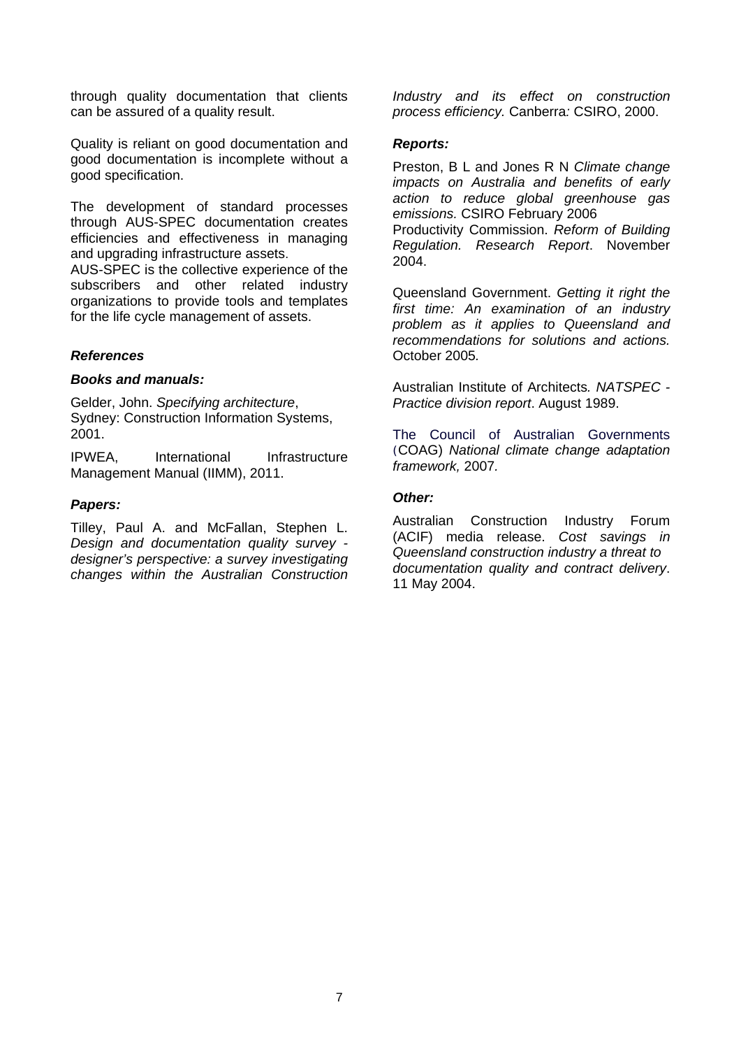through quality documentation that clients can be assured of a quality result.

Quality is reliant on good documentation and good documentation is incomplete without a good specification.

The development of standard processes through AUS-SPEC documentation creates efficiencies and effectiveness in managing and upgrading infrastructure assets.
AUS-SPEC is the collective experience of the subscribers and other related industry organizations to provide tools and templates for the life cycle management of assets.

### *References*

#### *Books and manuals:*

Gelder, John. *Specifying architecture*, Sydney: Construction Information Systems, 2001.

IPWEA, International Infrastructure Management Manual (IIMM), 2011.

#### *Papers:*

Tilley, Paul A. and McFallan, Stephen L. *Design and documentation quality survey - designer's perspective: a survey investigating changes within the Australian Construction Industry and its effect on construction process efficiency.* Canberra: CSIRO, 2000.

#### *Reports:*

Preston, B L and Jones R N *Climate change impacts on Australia and benefits of early action to reduce global greenhouse gas emissions.* CSIRO February 2006
Productivity Commission. *Reform of Building Regulation. Research Report*. November 2004.

Queensland Government. *Getting it right the first time: An examination of an industry problem as it applies to Queensland and recommendations for solutions and actions.* October 2005.

Australian Institute of Architects. *NATSPEC - Practice division report*. August 1989.

The Council of Australian Governments (COAG) *National climate change adaptation framework,* 2007.

#### *Other:*

Australian Construction Industry Forum (ACIF) media release. *Cost savings in Queensland construction industry a threat to documentation quality and contract delivery*. 11 May 2004.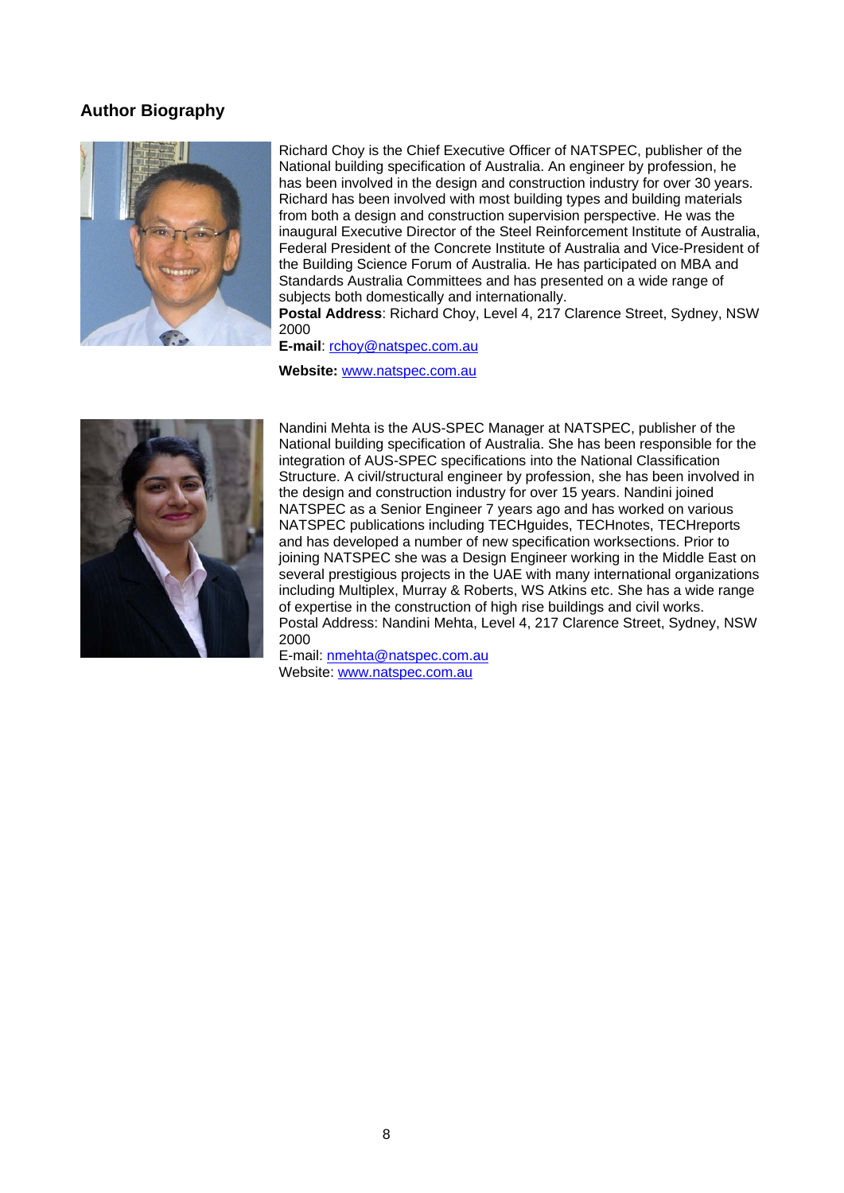## Author Biography

Richard Choy is the Chief Executive Officer of NATSPEC, publisher of the National building specification of Australia. An engineer by profession, he has been involved in the design and construction industry for over 30 years. Richard has been involved with most building types and building materials from both a design and construction supervision perspective. He was the inaugural Executive Director of the Steel Reinforcement Institute of Australia, Federal President of the Concrete Institute of Australia and Vice-President of the Building Science Forum of Australia. He has participated on MBA and Standards Australia Committees and has presented on a wide range of subjects both domestically and internationally.

**Postal Address**: Richard Choy, Level 4, 217 Clarence Street, Sydney, NSW 2000

**E-mail**: rchoy@natspec.com.au

**Website:** www.natspec.com.au

Nandini Mehta is the AUS-SPEC Manager at NATSPEC, publisher of the National building specification of Australia. She has been responsible for the integration of AUS-SPEC specifications into the National Classification Structure. A civil/structural engineer by profession, she has been involved in the design and construction industry for over 15 years. Nandini joined NATSPEC as a Senior Engineer 7 years ago and has worked on various NATSPEC publications including TECHguides, TECHnotes, TECHreports and has developed a number of new specification worksections. Prior to joining NATSPEC she was a Design Engineer working in the Middle East on several prestigious projects in the UAE with many international organizations including Multiplex, Murray & Roberts, WS Atkins etc. She has a wide range of expertise in the construction of high rise buildings and civil works.

Postal Address: Nandini Mehta, Level 4, 217 Clarence Street, Sydney, NSW 2000

E-mail: nmehta@natspec.com.au

Website: www.natspec.com.au